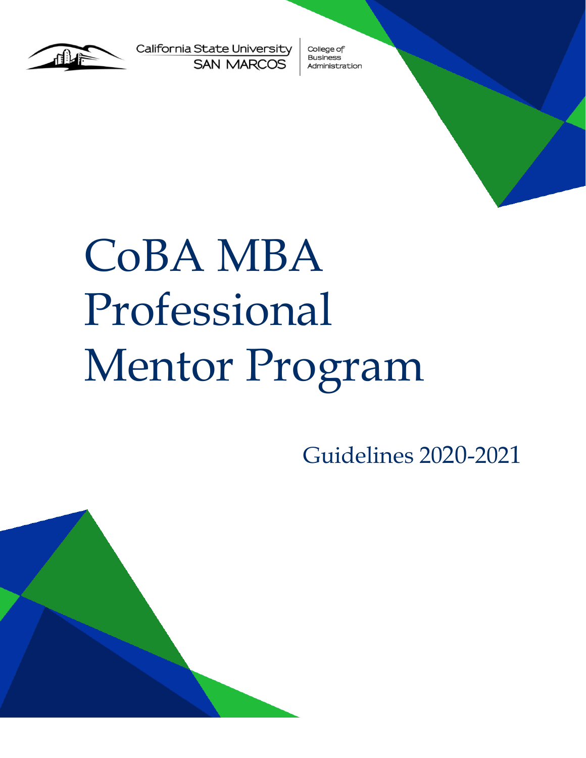California State University SAN MARCOS | College of Business Administration

# CoBA MBA Professional Mentor Program

Guidelines 2020-2021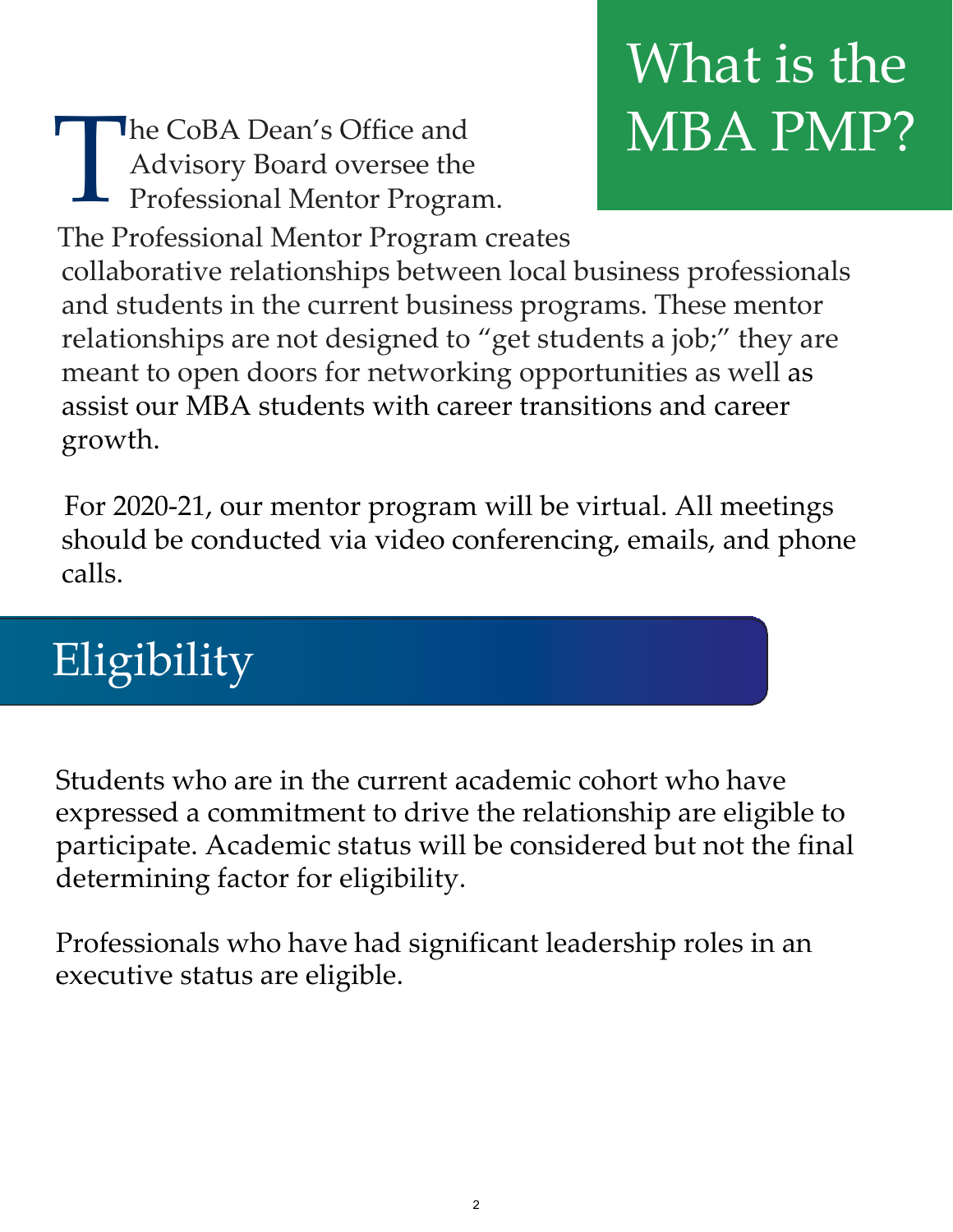# What is the MBA PMP?

The CoBA Dean's Office and Advisory Board oversee the Professional Mentor Program.

The Professional Mentor Program creates collaborative relationships between local business professionals and students in the current business programs. These mentor relationships are not designed to "get students a job;" they are meant to open doors for networking opportunities as well as assist our MBA students with career transitions and career growth.

For 2020-21, our mentor program will be virtual. All meetings should be conducted via video conferencing, emails, and phone calls.

## Eligibility

Students who are in the current academic cohort who have expressed a commitment to drive the relationship are eligible to participate. Academic status will be considered but not the final determining factor for eligibility.

Professionals who have had significant leadership roles in an executive status are eligible.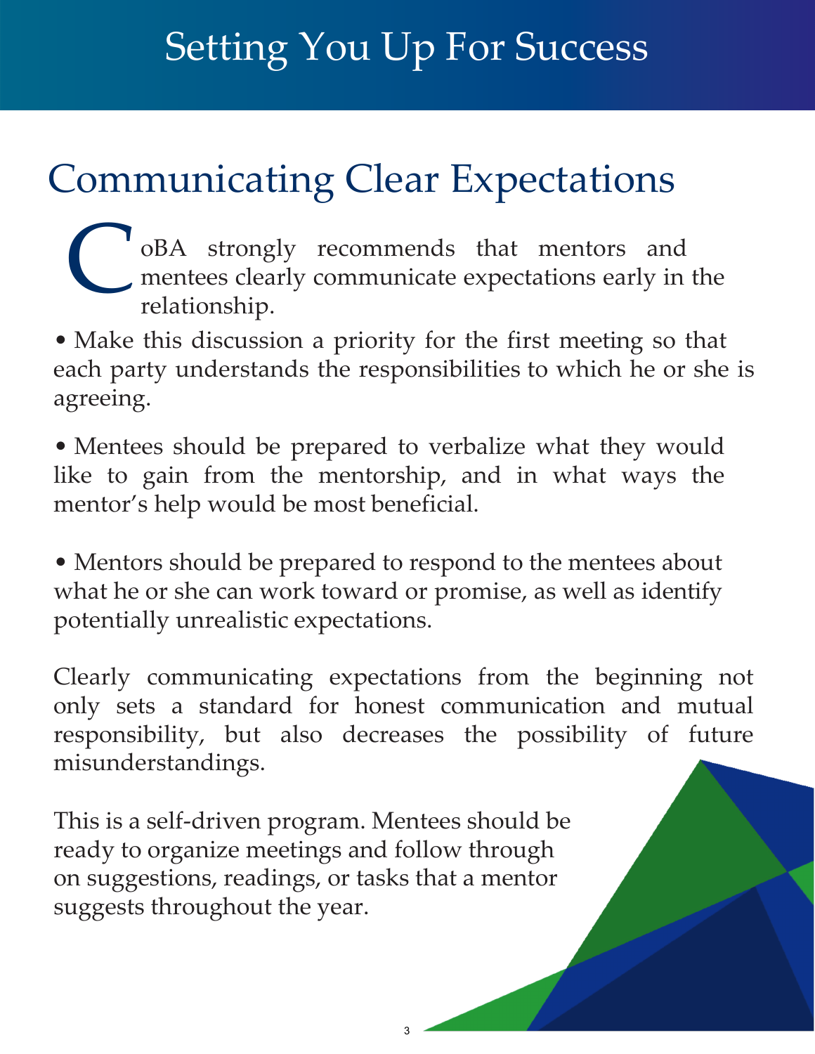# Setting You Up For Success

## Communicating Clear Expectations

CoBA strongly recommends that mentors and mentees clearly communicate expectations early in the relationship.

• Make this discussion a priority for the first meeting so that each party understands the responsibilities to which he or she is agreeing.

• Mentees should be prepared to verbalize what they would like to gain from the mentorship, and in what ways the mentor's help would be most beneficial.

• Mentors should be prepared to respond to the mentees about what he or she can work toward or promise, as well as identify potentially unrealistic expectations.

Clearly communicating expectations from the beginning not only sets a standard for honest communication and mutual responsibility, but also decreases the possibility of future misunderstandings.

This is a self-driven program. Mentees should be ready to organize meetings and follow through on suggestions, readings, or tasks that a mentor suggests throughout the year.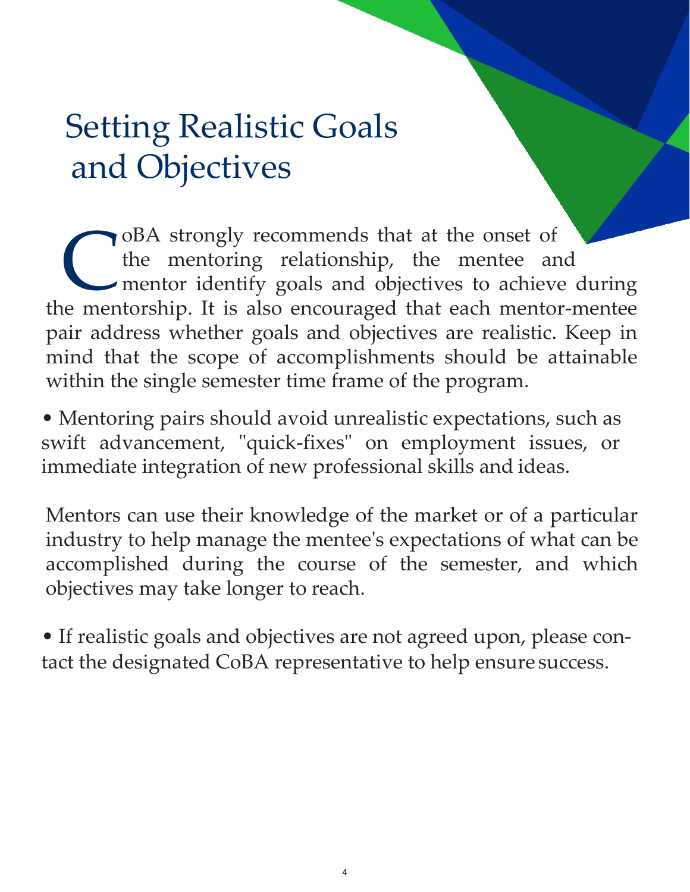# Setting Realistic Goals and Objectives

CoBA strongly recommends that at the onset of the mentoring relationship, the mentee and mentor identify goals and objectives to achieve during the mentorship. It is also encouraged that each mentor-mentee pair address whether goals and objectives are realistic. Keep in mind that the scope of accomplishments should be attainable within the single semester time frame of the program.

- Mentoring pairs should avoid unrealistic expectations, such as swift advancement, "quick-fixes" on employment issues, or immediate integration of new professional skills and ideas.

Mentors can use their knowledge of the market or of a particular industry to help manage the mentee's expectations of what can be accomplished during the course of the semester, and which objectives may take longer to reach.

- If realistic goals and objectives are not agreed upon, please contact the designated CoBA representative to help ensure success.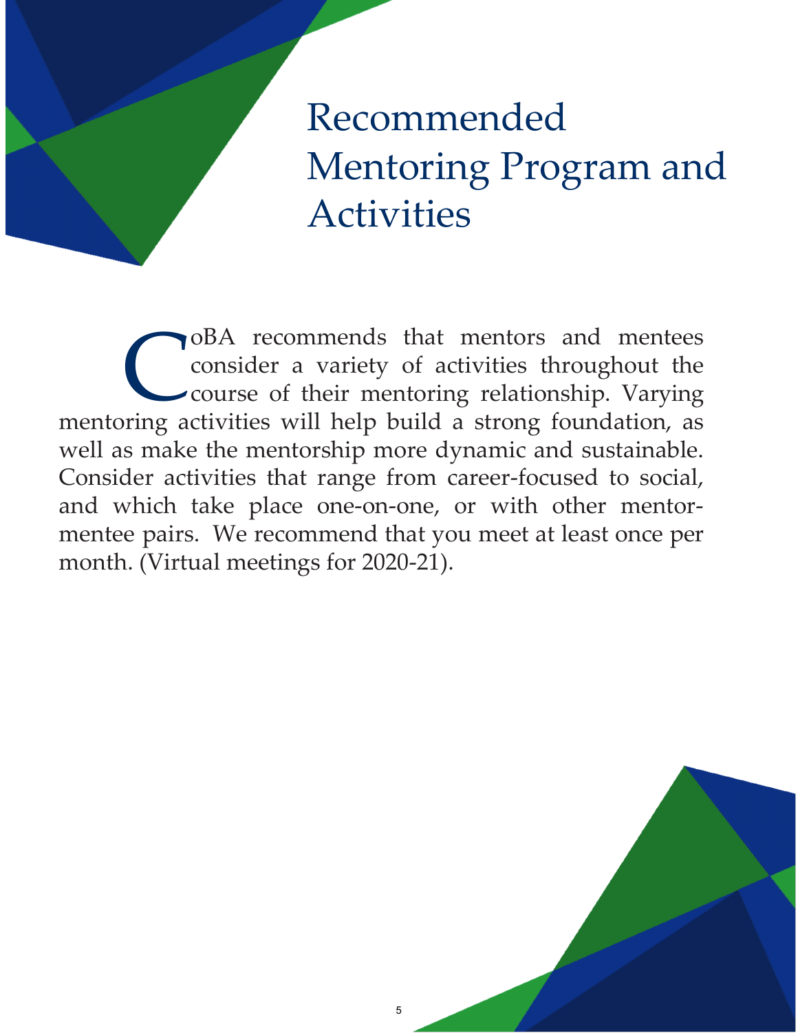# Recommended Mentoring Program and Activities

CoBA recommends that mentors and mentees consider a variety of activities throughout the course of their mentoring relationship. Varying mentoring activities will help build a strong foundation, as well as make the mentorship more dynamic and sustainable. Consider activities that range from career-focused to social, and which take place one-on-one, or with other mentor-mentee pairs. We recommend that you meet at least once per month. (Virtual meetings for 2020-21).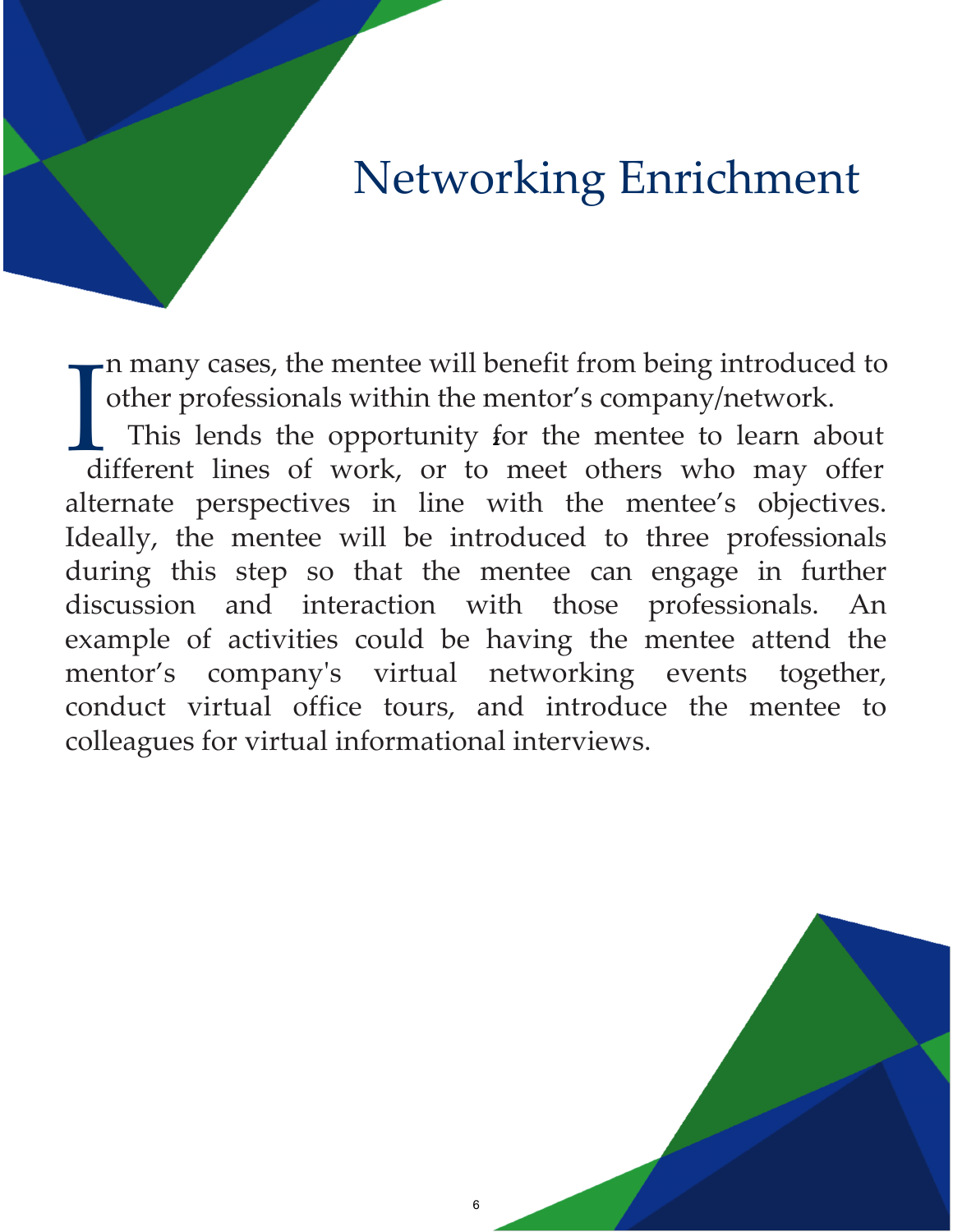# Networking Enrichment

In many cases, the mentee will benefit from being introduced to other professionals within the mentor's company/network. This lends the opportunity for the mentee to learn about different lines of work, or to meet others who may offer alternate perspectives in line with the mentee's objectives. Ideally, the mentee will be introduced to three professionals during this step so that the mentee can engage in further discussion and interaction with those professionals. An example of activities could be having the mentee attend the mentor's company's virtual networking events together, conduct virtual office tours, and introduce the mentee to colleagues for virtual informational interviews.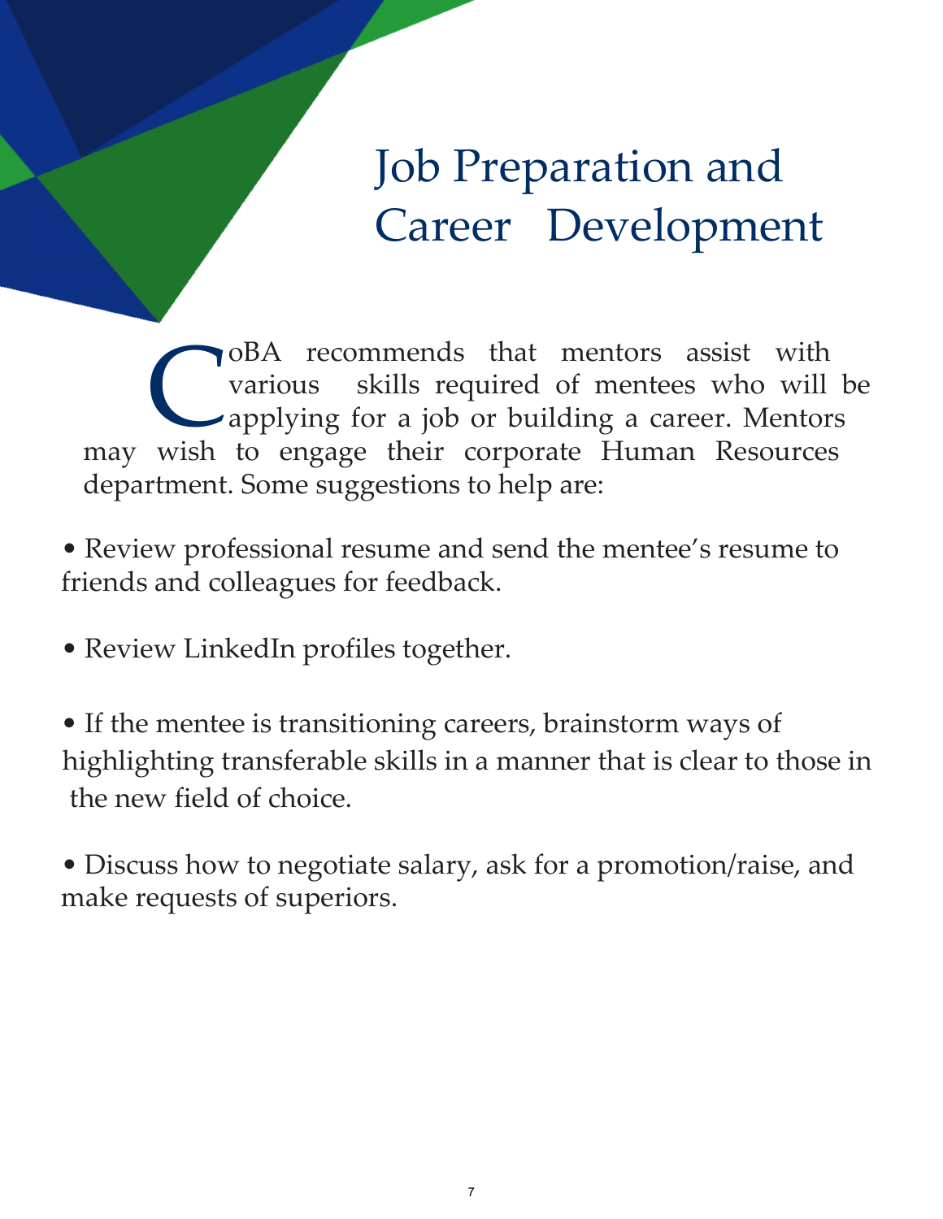# Job Preparation and Career Development

CoBA recommends that mentors assist with various skills required of mentees who will be applying for a job or building a career. Mentors may wish to engage their corporate Human Resources department. Some suggestions to help are:

- Review professional resume and send the mentee's resume to friends and colleagues for feedback.

- Review LinkedIn profiles together.

- If the mentee is transitioning careers, brainstorm ways of highlighting transferable skills in a manner that is clear to those in the new field of choice.

- Discuss how to negotiate salary, ask for a promotion/raise, and make requests of superiors.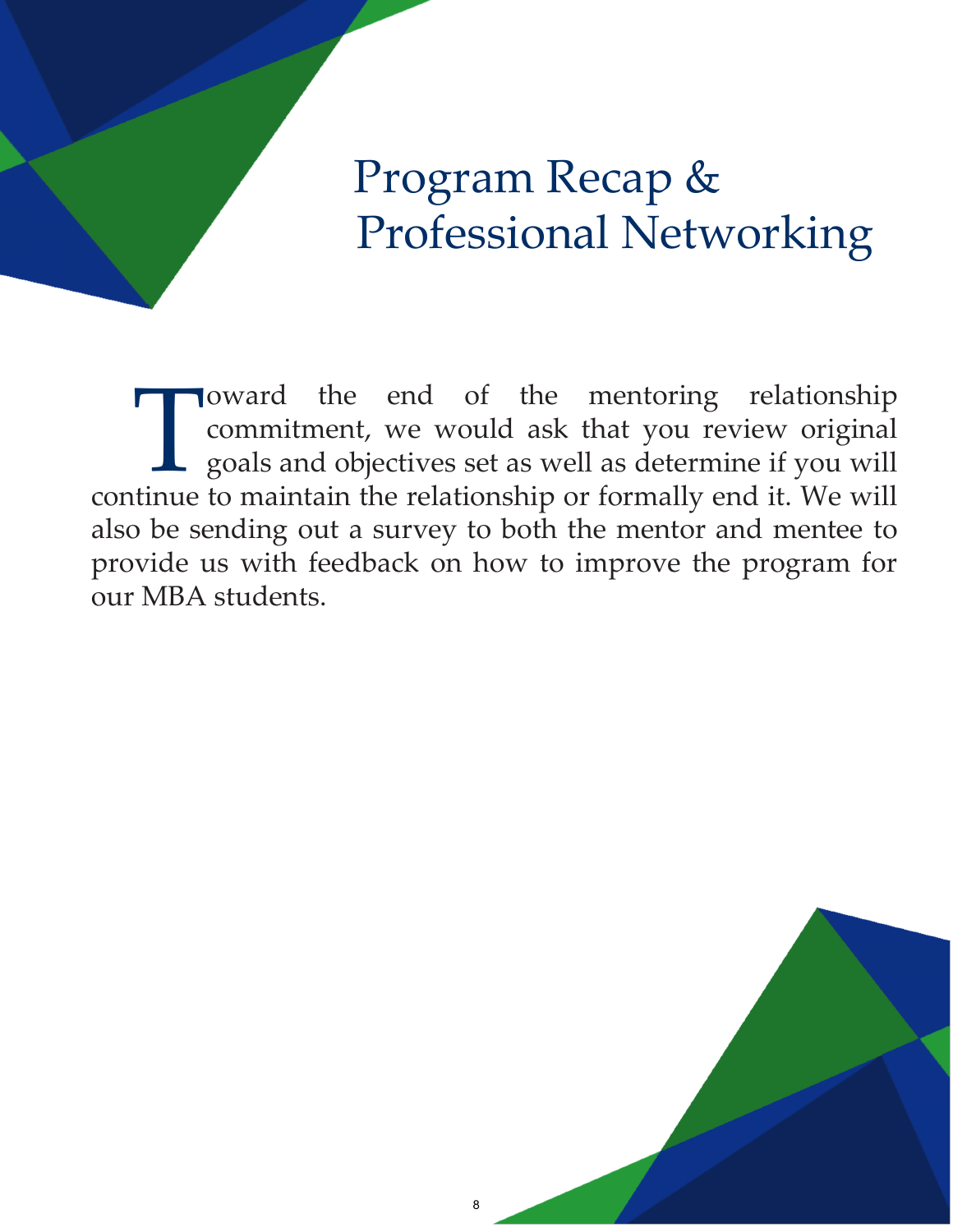# Program Recap & Professional Networking

Toward the end of the mentoring relationship commitment, we would ask that you review original goals and objectives set as well as determine if you will continue to maintain the relationship or formally end it. We will also be sending out a survey to both the mentor and mentee to provide us with feedback on how to improve the program for our MBA students.